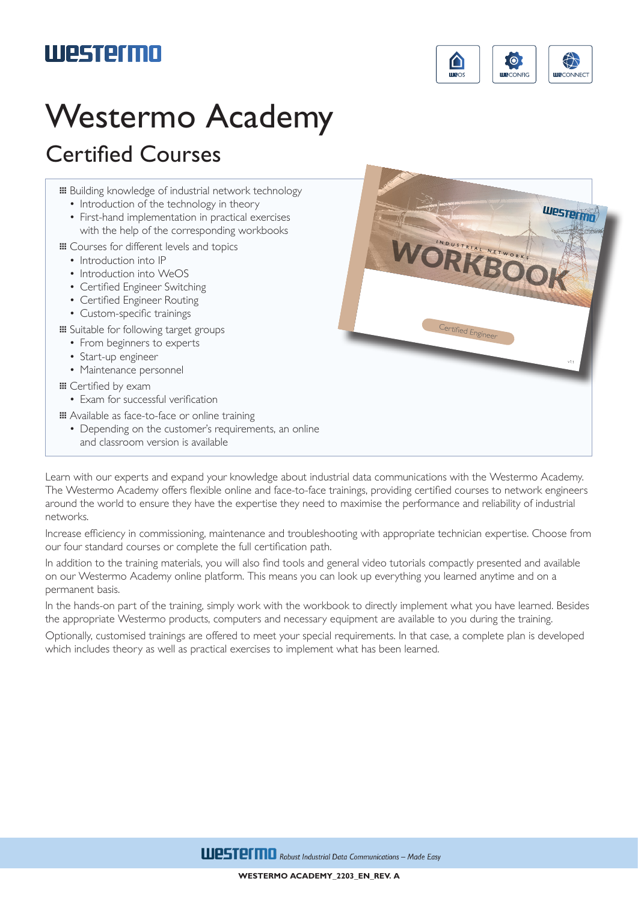# Westermo Academy

## Certified Courses

- Building knowledge of industrial network technology
  - Introduction of the technology in theory
  - First-hand implementation in practical exercises with the help of the corresponding workbooks
- Courses for different levels and topics
  - Introduction into IP
  - Introduction into WeOS
  - Certified Engineer Switching
  - Certified Engineer Routing
  - Custom-specific trainings
- Suitable for following target groups
  - From beginners to experts
  - Start-up engineer
  - Maintenance personnel
- Certified by exam
  - Exam for successful verification
- Available as face-to-face or online training
  - Depending on the customer's requirements, an online and classroom version is available

Learn with our experts and expand your knowledge about industrial data communications with the Westermo Academy. The Westermo Academy offers flexible online and face-to-face trainings, providing certified courses to network engineers around the world to ensure they have the expertise they need to maximise the performance and reliability of industrial networks.

Increase efficiency in commissioning, maintenance and troubleshooting with appropriate technician expertise. Choose from our four standard courses or complete the full certification path.

In addition to the training materials, you will also find tools and general video tutorials compactly presented and available on our Westermo Academy online platform. This means you can look up everything you learned anytime and on a permanent basis.

In the hands-on part of the training, simply work with the workbook to directly implement what you have learned. Besides the appropriate Westermo products, computers and necessary equipment are available to you during the training.

Optionally, customised trainings are offered to meet your special requirements. In that case, a complete plan is developed which includes theory as well as practical exercises to implement what has been learned.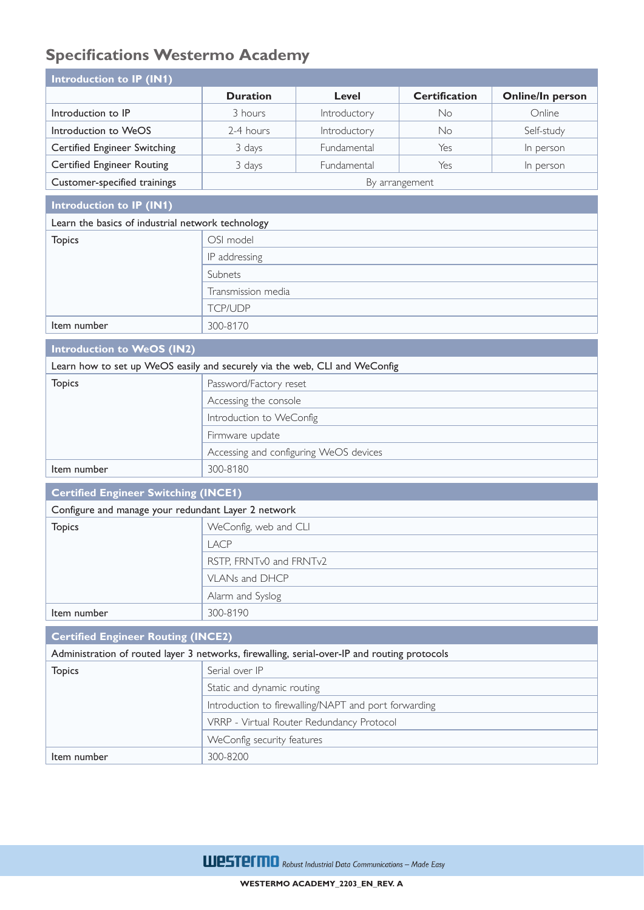## Specifications Westermo Academy

| Introduction to IP (IN1) | | | | |
|---|---|---|---|---|
| | **Duration** | **Level** | **Certification** | **Online/In person** |
| Introduction to IP | 3 hours | Introductory | No | Online |
| Introduction to WeOS | 2-4 hours | Introductory | No | Self-study |
| Certified Engineer Switching | 3 days | Fundamental | Yes | In person |
| Certified Engineer Routing | 3 days | Fundamental | Yes | In person |
| Customer-specified trainings | By arrangement | | | |

| Introduction to IP (IN1) | |
|---|---|
| Learn the basics of industrial network technology | |
| Topics | OSI model |
| | IP addressing |
| | Subnets |
| | Transmission media |
| | TCP/UDP |
| Item number | 300-8170 |

| Introduction to WeOS (IN2) | |
|---|---|
| Learn how to set up WeOS easily and securely via the web, CLI and WeConfig | |
| Topics | Password/Factory reset |
| | Accessing the console |
| | Introduction to WeConfig |
| | Firmware update |
| | Accessing and configuring WeOS devices |
| Item number | 300-8180 |

| Certified Engineer Switching (INCE1) | |
|---|---|
| Configure and manage your redundant Layer 2 network | |
| Topics | WeConfig, web and CLI |
| | LACP |
| | RSTP, FRNTv0 and FRNTv2 |
| | VLANs and DHCP |
| | Alarm and Syslog |
| Item number | 300-8190 |

| Certified Engineer Routing (INCE2) | |
|---|---|
| Administration of routed layer 3 networks, firewalling, serial-over-IP and routing protocols | |
| Topics | Serial over IP |
| | Static and dynamic routing |
| | Introduction to firewalling/NAPT and port forwarding |
| | VRRP - Virtual Router Redundancy Protocol |
| | WeConfig security features |
| Item number | 300-8200 |

westermo *Robust Industrial Data Communications – Made Easy*

WESTERMO ACADEMY_2203_EN_REV. A